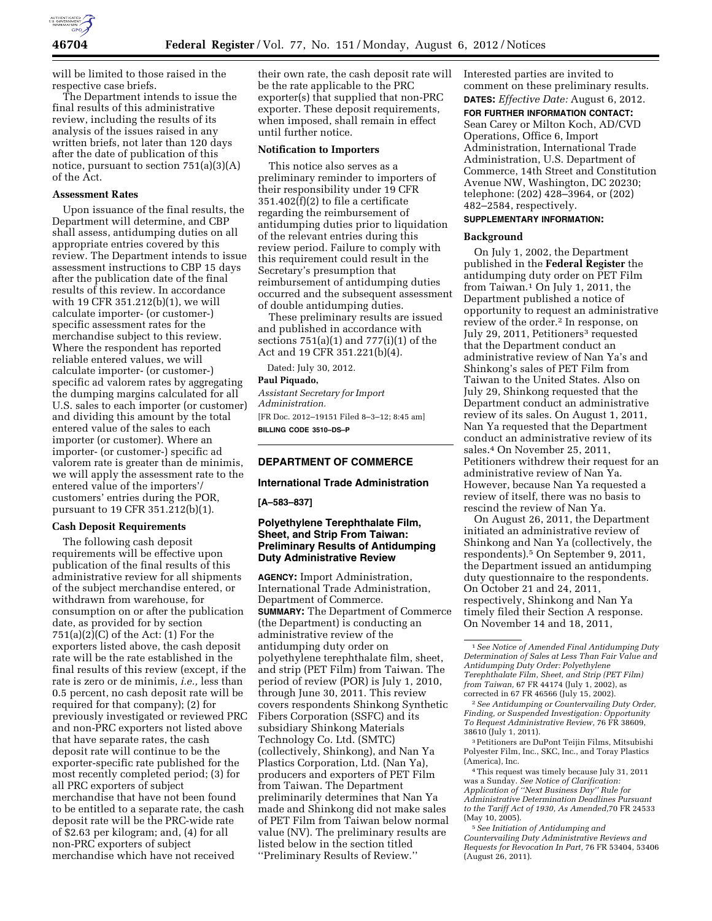will be limited to those raised in the respective case briefs.

The Department intends to issue the final results of this administrative review, including the results of its analysis of the issues raised in any written briefs, not later than 120 days after the date of publication of this notice, pursuant to section 751(a)(3)(A) of the Act.

### Assessment Rates

Upon issuance of the final results, the Department will determine, and CBP shall assess, antidumping duties on all appropriate entries covered by this review. The Department intends to issue assessment instructions to CBP 15 days after the publication date of the final results of this review. In accordance with 19 CFR 351.212(b)(1), we will calculate importer- (or customer-) specific assessment rates for the merchandise subject to this review. Where the respondent has reported reliable entered values, we will calculate importer- (or customer-) specific ad valorem rates by aggregating the dumping margins calculated for all U.S. sales to each importer (or customer) and dividing this amount by the total entered value of the sales to each importer (or customer). Where an importer- (or customer-) specific ad valorem rate is greater than de minimis, we will apply the assessment rate to the entered value of the importers'/customers' entries during the POR, pursuant to 19 CFR 351.212(b)(1).

### Cash Deposit Requirements

The following cash deposit requirements will be effective upon publication of the final results of this administrative review for all shipments of the subject merchandise entered, or withdrawn from warehouse, for consumption on or after the publication date, as provided for by section 751(a)(2)(C) of the Act: (1) For the exporters listed above, the cash deposit rate will be the rate established in the final results of this review (except, if the rate is zero or de minimis, *i.e.,* less than 0.5 percent, no cash deposit rate will be required for that company); (2) for previously investigated or reviewed PRC and non-PRC exporters not listed above that have separate rates, the cash deposit rate will continue to be the exporter-specific rate published for the most recently completed period; (3) for all PRC exporters of subject merchandise that have not been found to be entitled to a separate rate, the cash deposit rate will be the PRC-wide rate of $2.63 per kilogram; and, (4) for all non-PRC exporters of subject merchandise which have not received their own rate, the cash deposit rate will be the rate applicable to the PRC exporter(s) that supplied that non-PRC exporter. These deposit requirements, when imposed, shall remain in effect until further notice.

### Notification to Importers

This notice also serves as a preliminary reminder to importers of their responsibility under 19 CFR 351.402(f)(2) to file a certificate regarding the reimbursement of antidumping duties prior to liquidation of the relevant entries during this review period. Failure to comply with this requirement could result in the Secretary's presumption that reimbursement of antidumping duties occurred and the subsequent assessment of double antidumping duties.

These preliminary results are issued and published in accordance with sections 751(a)(1) and 777(i)(1) of the Act and 19 CFR 351.221(b)(4).

Dated: July 30, 2012.

**Paul Piquado,**

*Assistant Secretary for Import Administration.*

[FR Doc. 2012–19151 Filed 8–3–12; 8:45 am]

**BILLING CODE 3510–DS–P**

---

## DEPARTMENT OF COMMERCE

### International Trade Administration

**[A–583–837]**

### Polyethylene Terephthalate Film, Sheet, and Strip From Taiwan: Preliminary Results of Antidumping Duty Administrative Review

**AGENCY:** Import Administration, International Trade Administration, Department of Commerce.

**SUMMARY:** The Department of Commerce (the Department) is conducting an administrative review of the antidumping duty order on polyethylene terephthalate film, sheet, and strip (PET Film) from Taiwan. The period of review (POR) is July 1, 2010, through June 30, 2011. This review covers respondents Shinkong Synthetic Fibers Corporation (SSFC) and its subsidiary Shinkong Materials Technology Co. Ltd. (SMTC) (collectively, Shinkong), and Nan Ya Plastics Corporation, Ltd. (Nan Ya), producers and exporters of PET Film from Taiwan. The Department preliminarily determines that Nan Ya made and Shinkong did not make sales of PET Film from Taiwan below normal value (NV). The preliminary results are listed below in the section titled "Preliminary Results of Review."

Interested parties are invited to comment on these preliminary results.

**DATES:** *Effective Date:* August 6, 2012.

**FOR FURTHER INFORMATION CONTACT:** Sean Carey or Milton Koch, AD/CVD Operations, Office 6, Import Administration, International Trade Administration, U.S. Department of Commerce, 14th Street and Constitution Avenue NW, Washington, DC 20230; telephone: (202) 428–3964, or (202) 482–2584, respectively.

**SUPPLEMENTARY INFORMATION:**

### Background

On July 1, 2002, the Department published in the **Federal Register** the antidumping duty order on PET Film from Taiwan.[1] On July 1, 2011, the Department published a notice of opportunity to request an administrative review of the order.[2] In response, on July 29, 2011, Petitioners[3] requested that the Department conduct an administrative review of Nan Ya's and Shinkong's sales of PET Film from Taiwan to the United States. Also on July 29, Shinkong requested that the Department conduct an administrative review of its sales. On August 1, 2011, Nan Ya requested that the Department conduct an administrative review of its sales.[4] On November 25, 2011, Petitioners withdrew their request for an administrative review of Nan Ya. However, because Nan Ya requested a review of itself, there was no basis to rescind the review of Nan Ya.

On August 26, 2011, the Department initiated an administrative review of Shinkong and Nan Ya (collectively, the respondents).[5] On September 9, 2011, the Department issued an antidumping duty questionnaire to the respondents. On October 21 and 24, 2011, respectively, Shinkong and Nan Ya timely filed their Section A response. On November 14 and 18, 2011,

---

[1] *See Notice of Amended Final Antidumping Duty Determination of Sales at Less Than Fair Value and Antidumping Duty Order: Polyethylene Terephthalate Film, Sheet, and Strip (PET Film) from Taiwan,* 67 FR 44174 (July 1, 2002), as corrected in 67 FR 46566 (July 15, 2002).

[2] *See Antidumping or Countervailing Duty Order, Finding, or Suspended Investigation: Opportunity To Request Administrative Review,* 76 FR 38609, 38610 (July 1, 2011).

[3] Petitioners are DuPont Teijin Films, Mitsubishi Polyester Film, Inc., SKC, Inc., and Toray Plastics (America), Inc.

[4] This request was timely because July 31, 2011 was a Sunday. *See Notice of Clarification: Application of "Next Business Day" Rule for Administrative Determination Deadlines Pursuant to the Tariff Act of 1930, As Amended,*70 FR 24533 (May 10, 2005).

[5] *See Initiation of Antidumping and Countervailing Duty Administrative Reviews and Requests for Revocation In Part,* 76 FR 53404, 53406 (August 26, 2011).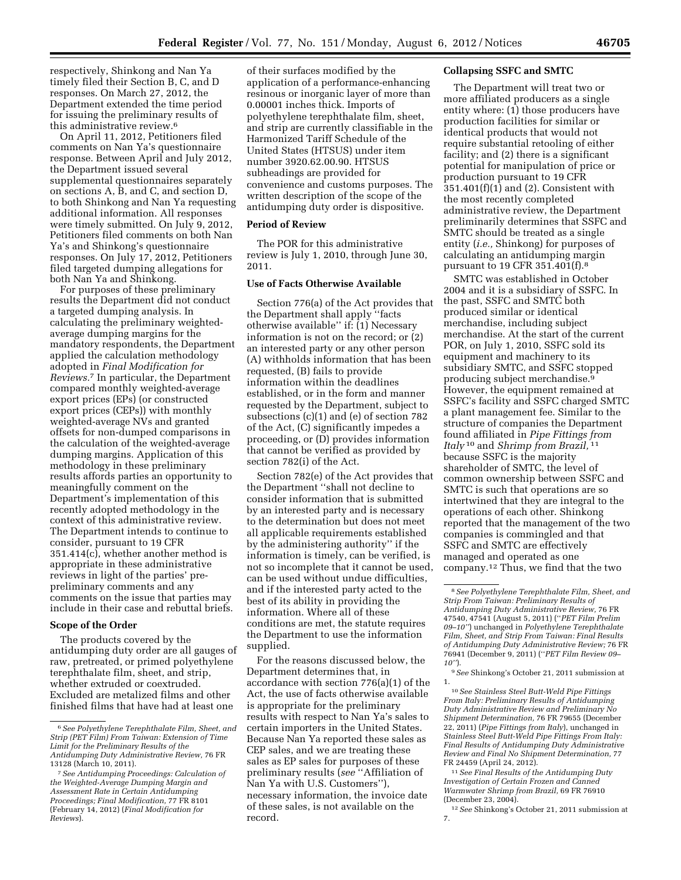respectively, Shinkong and Nan Ya timely filed their Section B, C, and D responses. On March 27, 2012, the Department extended the time period for issuing the preliminary results of this administrative review.[6]

On April 11, 2012, Petitioners filed comments on Nan Ya's questionnaire response. Between April and July 2012, the Department issued several supplemental questionnaires separately on sections A, B, and C, and section D, to both Shinkong and Nan Ya requesting additional information. All responses were timely submitted. On July 9, 2012, Petitioners filed comments on both Nan Ya's and Shinkong's questionnaire responses. On July 17, 2012, Petitioners filed targeted dumping allegations for both Nan Ya and Shinkong.

For purposes of these preliminary results the Department did not conduct a targeted dumping analysis. In calculating the preliminary weighted-average dumping margins for the mandatory respondents, the Department applied the calculation methodology adopted in *Final Modification for Reviews.*[7] In particular, the Department compared monthly weighted-average export prices (EPs) (or constructed export prices (CEPs)) with monthly weighted-average NVs and granted offsets for non-dumped comparisons in the calculation of the weighted-average dumping margins. Application of this methodology in these preliminary results affords parties an opportunity to meaningfully comment on the Department's implementation of this recently adopted methodology in the context of this administrative review. The Department intends to continue to consider, pursuant to 19 CFR 351.414(c), whether another method is appropriate in these administrative reviews in light of the parties' pre-preliminary comments and any comments on the issue that parties may include in their case and rebuttal briefs.

**Scope of the Order**

The products covered by the antidumping duty order are all gauges of raw, pretreated, or primed polyethylene terephthalate film, sheet, and strip, whether extruded or coextruded. Excluded are metalized films and other finished films that have had at least one of their surfaces modified by the application of a performance-enhancing resinous or inorganic layer of more than 0.00001 inches thick. Imports of polyethylene terephthalate film, sheet, and strip are currently classifiable in the Harmonized Tariff Schedule of the United States (HTSUS) under item number 3920.62.00.90. HTSUS subheadings are provided for convenience and customs purposes. The written description of the scope of the antidumping duty order is dispositive.

**Period of Review**

The POR for this administrative review is July 1, 2010, through June 30, 2011.

**Use of Facts Otherwise Available**

Section 776(a) of the Act provides that the Department shall apply ''facts otherwise available'' if: (1) Necessary information is not on the record; or (2) an interested party or any other person (A) withholds information that has been requested, (B) fails to provide information within the deadlines established, or in the form and manner requested by the Department, subject to subsections (c)(1) and (e) of section 782 of the Act, (C) significantly impedes a proceeding, or (D) provides information that cannot be verified as provided by section 782(i) of the Act.

Section 782(e) of the Act provides that the Department ''shall not decline to consider information that is submitted by an interested party and is necessary to the determination but does not meet all applicable requirements established by the administering authority'' if the information is timely, can be verified, is not so incomplete that it cannot be used, can be used without undue difficulties, and if the interested party acted to the best of its ability in providing the information. Where all of these conditions are met, the statute requires the Department to use the information supplied.

For the reasons discussed below, the Department determines that, in accordance with section 776(a)(1) of the Act, the use of facts otherwise available is appropriate for the preliminary results with respect to Nan Ya's sales to certain importers in the United States. Because Nan Ya reported these sales as CEP sales, and we are treating these sales as EP sales for purposes of these preliminary results (*see* ''Affiliation of Nan Ya with U.S. Customers''), necessary information, the invoice date of these sales, is not available on the record.

**Collapsing SSFC and SMTC**

The Department will treat two or more affiliated producers as a single entity where: (1) those producers have production facilities for similar or identical products that would not require substantial retooling of either facility; and (2) there is a significant potential for manipulation of price or production pursuant to 19 CFR 351.401(f)(1) and (2). Consistent with the most recently completed administrative review, the Department preliminarily determines that SSFC and SMTC should be treated as a single entity (*i.e.,* Shinkong) for purposes of calculating an antidumping margin pursuant to 19 CFR 351.401(f).[8]

SMTC was established in October 2004 and it is a subsidiary of SSFC. In the past, SSFC and SMTC both produced similar or identical merchandise, including subject merchandise. At the start of the current POR, on July 1, 2010, SSFC sold its equipment and machinery to its subsidiary SMTC, and SSFC stopped producing subject merchandise.[9] However, the equipment remained at SSFC's facility and SSFC charged SMTC a plant management fee. Similar to the structure of companies the Department found affiliated in *Pipe Fittings from Italy*[10] and *Shrimp from Brazil,*[11] because SSFC is the majority shareholder of SMTC, the level of common ownership between SSFC and SMTC is such that operations are so intertwined that they are integral to the operations of each other. Shinkong reported that the management of the two companies is commingled and that SSFC and SMTC are effectively managed and operated as one company.[12] Thus, we find that the two

---

[6] *See Polyethylene Terephthalate Film, Sheet, and Strip (PET Film) From Taiwan: Extension of Time Limit for the Preliminary Results of the Antidumping Duty Administrative Review,* 76 FR 13128 (March 10, 2011).

[7] *See Antidumping Proceedings: Calculation of the Weighted-Average Dumping Margin and Assessment Rate in Certain Antidumping Proceedings; Final Modification,* 77 FR 8101 (February 14, 2012) (*Final Modification for Reviews*).

[8] *See Polyethylene Terephthalate Film, Sheet, and Strip From Taiwan: Preliminary Results of Antidumping Duty Administrative Review,* 76 FR 47540, 47541 (August 5, 2011) (''*PET Film Prelim 09–10*'') unchanged in *Polyethylene Terephthalate Film, Sheet, and Strip From Taiwan: Final Results of Antidumping Duty Administrative Review;* 76 FR 76941 (December 9, 2011) (''*PET Film Review 09–10*'').

[9] *See* Shinkong's October 21, 2011 submission at 1.

[10] *See Stainless Steel Butt-Weld Pipe Fittings From Italy: Preliminary Results of Antidumping Duty Administrative Review and Preliminary No Shipment Determination,* 76 FR 79655 (December 22, 2011) (*Pipe Fittings from Italy*), unchanged in *Stainless Steel Butt-Weld Pipe Fittings From Italy: Final Results of Antidumping Duty Administrative Review and Final No Shipment Determination,* 77 FR 24459 (April 24, 2012).

[11] *See Final Results of the Antidumping Duty Investigation of Certain Frozen and Canned Warmwater Shrimp from Brazil,* 69 FR 76910 (December 23, 2004).

[12] *See* Shinkong's October 21, 2011 submission at 7.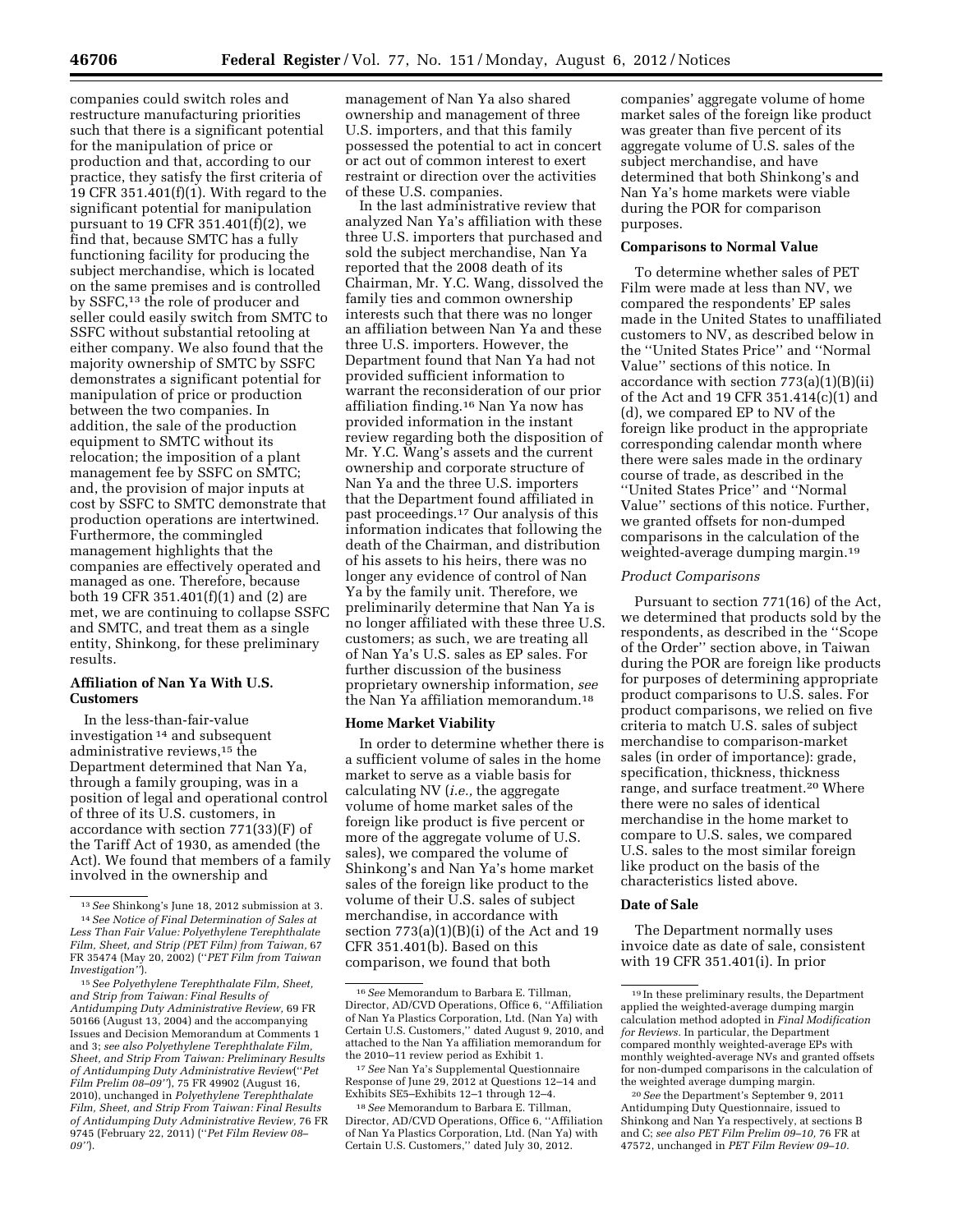companies could switch roles and restructure manufacturing priorities such that there is a significant potential for the manipulation of price or production and that, according to our practice, they satisfy the first criteria of 19 CFR 351.401(f)(1). With regard to the significant potential for manipulation pursuant to 19 CFR 351.401(f)(2), we find that, because SMTC has a fully functioning facility for producing the subject merchandise, which is located on the same premises and is controlled by SSFC,[13] the role of producer and seller could easily switch from SMTC to SSFC without substantial retooling at either company. We also found that the majority ownership of SMTC by SSFC demonstrates a significant potential for manipulation of price or production between the two companies. In addition, the sale of the production equipment to SMTC without its relocation; the imposition of a plant management fee by SSFC on SMTC; and, the provision of major inputs at cost by SSFC to SMTC demonstrate that production operations are intertwined. Furthermore, the commingled management highlights that the companies are effectively operated and managed as one. Therefore, because both 19 CFR 351.401(f)(1) and (2) are met, we are continuing to collapse SSFC and SMTC, and treat them as a single entity, Shinkong, for these preliminary results.

## Affiliation of Nan Ya With U.S. Customers

In the less-than-fair-value investigation[14] and subsequent administrative reviews,[15] the Department determined that Nan Ya, through a family grouping, was in a position of legal and operational control of three of its U.S. customers, in accordance with section 771(33)(F) of the Tariff Act of 1930, as amended (the Act). We found that members of a family involved in the ownership and management of Nan Ya also shared ownership and management of three U.S. importers, and that this family possessed the potential to act in concert or act out of common interest to exert restraint or direction over the activities of these U.S. companies.

In the last administrative review that analyzed Nan Ya's affiliation with these three U.S. importers that purchased and sold the subject merchandise, Nan Ya reported that the 2008 death of its Chairman, Mr. Y.C. Wang, dissolved the family ties and common ownership interests such that there was no longer an affiliation between Nan Ya and these three U.S. importers. However, the Department found that Nan Ya had not provided sufficient information to warrant the reconsideration of our prior affiliation finding.[16] Nan Ya now has provided information in the instant review regarding both the disposition of Mr. Y.C. Wang's assets and the current ownership and corporate structure of Nan Ya and the three U.S. importers that the Department found affiliated in past proceedings.[17] Our analysis of this information indicates that following the death of the Chairman, and distribution of his assets to his heirs, there was no longer any evidence of control of Nan Ya by the family unit. Therefore, we preliminarily determine that Nan Ya is no longer affiliated with these three U.S. customers; as such, we are treating all of Nan Ya's U.S. sales as EP sales. For further discussion of the business proprietary ownership information, *see* the Nan Ya affiliation memorandum.[18]

## Home Market Viability

In order to determine whether there is a sufficient volume of sales in the home market to serve as a viable basis for calculating NV (*i.e.*, the aggregate volume of home market sales of the foreign like product is five percent or more of the aggregate volume of U.S. sales), we compared the volume of Shinkong's and Nan Ya's home market sales of the foreign like product to the volume of their U.S. sales of subject merchandise, in accordance with section 773(a)(1)(B)(i) of the Act and 19 CFR 351.401(b). Based on this comparison, we found that both companies' aggregate volume of home market sales of the foreign like product was greater than five percent of its aggregate volume of U.S. sales of the subject merchandise, and have determined that both Shinkong's and Nan Ya's home markets were viable during the POR for comparison purposes.

## Comparisons to Normal Value

To determine whether sales of PET Film were made at less than NV, we compared the respondents' EP sales made in the United States to unaffiliated customers to NV, as described below in the ''United States Price'' and ''Normal Value'' sections of this notice. In accordance with section 773(a)(1)(B)(ii) of the Act and 19 CFR 351.414(c)(1) and (d), we compared EP to NV of the foreign like product in the appropriate corresponding calendar month where there were sales made in the ordinary course of trade, as described in the ''United States Price'' and ''Normal Value'' sections of this notice. Further, we granted offsets for non-dumped comparisons in the calculation of the weighted-average dumping margin.[19]

### *Product Comparisons*

Pursuant to section 771(16) of the Act, we determined that products sold by the respondents, as described in the ''Scope of the Order'' section above, in Taiwan during the POR are foreign like products for purposes of determining appropriate product comparisons to U.S. sales. For product comparisons, we relied on five criteria to match U.S. sales of subject merchandise to comparison-market sales (in order of importance): grade, specification, thickness, thickness range, and surface treatment.[20] Where there were no sales of identical merchandise in the home market to compare to U.S. sales, we compared U.S. sales to the most similar foreign like product on the basis of the characteristics listed above.

## Date of Sale

The Department normally uses invoice date as date of sale, consistent with 19 CFR 351.401(i). In prior

---

[13] *See* Shinkong's June 18, 2012 submission at 3.

[14] *See Notice of Final Determination of Sales at Less Than Fair Value: Polyethylene Terephthalate Film, Sheet, and Strip (PET Film) from Taiwan,* 67 FR 35474 (May 20, 2002) (''*PET Film from Taiwan Investigation''*).

[15] *See Polyethylene Terephthalate Film, Sheet, and Strip from Taiwan: Final Results of Antidumping Duty Administrative Review,* 69 FR 50166 (August 13, 2004) and the accompanying Issues and Decision Memorandum at Comments 1 and 3; *see also Polyethylene Terephthalate Film, Sheet, and Strip From Taiwan: Preliminary Results of Antidumping Duty Administrative Review*(''*Pet Film Prelim 08–09''*), 75 FR 49902 (August 16, 2010), unchanged in *Polyethylene Terephthalate Film, Sheet, and Strip From Taiwan: Final Results of Antidumping Duty Administrative Review,* 76 FR 9745 (February 22, 2011) (''*Pet Film Review 08–09''*).

[16] *See* Memorandum to Barbara E. Tillman, Director, AD/CVD Operations, Office 6, ''Affiliation of Nan Ya Plastics Corporation, Ltd. (Nan Ya) with Certain U.S. Customers,'' dated August 9, 2010, and attached to the Nan Ya affiliation memorandum for the 2010–11 review period as Exhibit 1.

[17] *See* Nan Ya's Supplemental Questionnaire Response of June 29, 2012 at Questions 12–14 and Exhibits SE5–Exhibits 12–1 through 12–4.

[18] *See* Memorandum to Barbara E. Tillman, Director, AD/CVD Operations, Office 6, ''Affiliation of Nan Ya Plastics Corporation, Ltd. (Nan Ya) with Certain U.S. Customers,'' dated July 30, 2012.

[19] In these preliminary results, the Department applied the weighted-average dumping margin calculation method adopted in *Final Modification for Reviews.* In particular, the Department compared monthly weighted-average EPs with monthly weighted-average NVs and granted offsets for non-dumped comparisons in the calculation of the weighted average dumping margin.

[20] *See* the Department's September 9, 2011 Antidumping Duty Questionnaire, issued to Shinkong and Nan Ya respectively, at sections B and C; *see also PET Film Prelim 09–10,* 76 FR at 47572, unchanged in *PET Film Review 09–10.*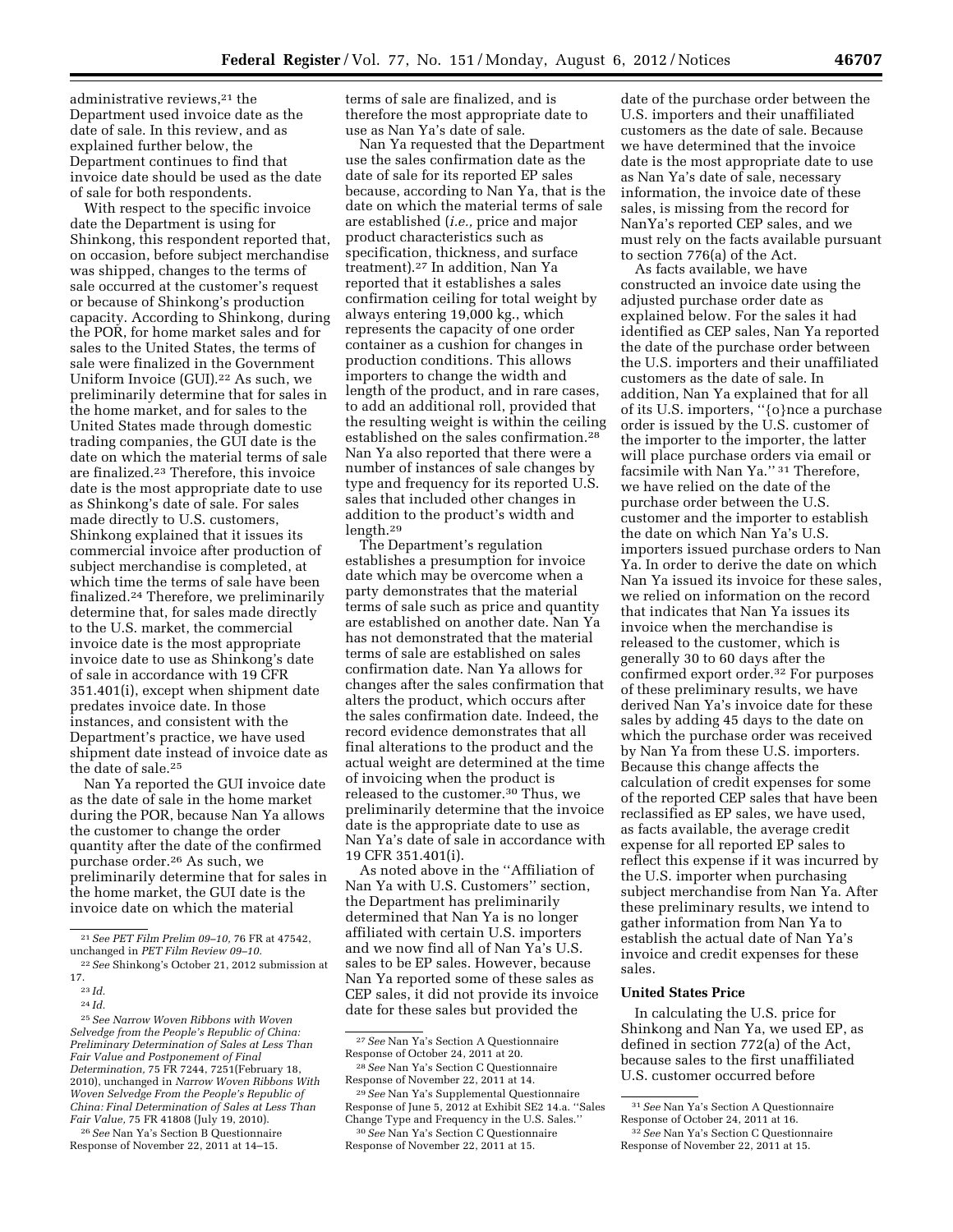administrative reviews,[21] the Department used invoice date as the date of sale. In this review, and as explained further below, the Department continues to find that invoice date should be used as the date of sale for both respondents.

With respect to the specific invoice date the Department is using for Shinkong, this respondent reported that, on occasion, before subject merchandise was shipped, changes to the terms of sale occurred at the customer's request or because of Shinkong's production capacity. According to Shinkong, during the POR, for home market sales and for sales to the United States, the terms of sale were finalized in the Government Uniform Invoice (GUI).[22] As such, we preliminarily determine that for sales in the home market, and for sales to the United States made through domestic trading companies, the GUI date is the date on which the material terms of sale are finalized.[23] Therefore, this invoice date is the most appropriate date to use as Shinkong's date of sale. For sales made directly to U.S. customers, Shinkong explained that it issues its commercial invoice after production of subject merchandise is completed, at which time the terms of sale have been finalized.[24] Therefore, we preliminarily determine that, for sales made directly to the U.S. market, the commercial invoice date is the most appropriate invoice date to use as Shinkong's date of sale in accordance with 19 CFR 351.401(i), except when shipment date predates invoice date. In those instances, and consistent with the Department's practice, we have used shipment date instead of invoice date as the date of sale.[25]

Nan Ya reported the GUI invoice date as the date of sale in the home market during the POR, because Nan Ya allows the customer to change the order quantity after the date of the confirmed purchase order.[26] As such, we preliminarily determine that for sales in the home market, the GUI date is the invoice date on which the material terms of sale are finalized, and is therefore the most appropriate date to use as Nan Ya's date of sale.

Nan Ya requested that the Department use the sales confirmation date as the date of sale for its reported EP sales because, according to Nan Ya, that is the date on which the material terms of sale are established (*i.e.,* price and major product characteristics such as specification, thickness, and surface treatment).[27] In addition, Nan Ya reported that it establishes a sales confirmation ceiling for total weight by always entering 19,000 kg., which represents the capacity of one order container as a cushion for changes in production conditions. This allows importers to change the width and length of the product, and in rare cases, to add an additional roll, provided that the resulting weight is within the ceiling established on the sales confirmation.[28] Nan Ya also reported that there were a number of instances of sale changes by type and frequency for its reported U.S. sales that included other changes in addition to the product's width and length.[29]

The Department's regulation establishes a presumption for invoice date which may be overcome when a party demonstrates that the material terms of sale such as price and quantity are established on another date. Nan Ya has not demonstrated that the material terms of sale are established on sales confirmation date. Nan Ya allows for changes after the sales confirmation that alters the product, which occurs after the sales confirmation date. Indeed, the record evidence demonstrates that all final alterations to the product and the actual weight are determined at the time of invoicing when the product is released to the customer.[30] Thus, we preliminarily determine that the invoice date is the appropriate date to use as Nan Ya's date of sale in accordance with 19 CFR 351.401(i).

As noted above in the ''Affiliation of Nan Ya with U.S. Customers'' section, the Department has preliminarily determined that Nan Ya is no longer affiliated with certain U.S. importers and we now find all of Nan Ya's U.S. sales to be EP sales. However, because Nan Ya reported some of these sales as CEP sales, it did not provide its invoice date for these sales but provided the date of the purchase order between the U.S. importers and their unaffiliated customers as the date of sale. Because we have determined that the invoice date is the most appropriate date to use as Nan Ya's date of sale, necessary information, the invoice date of these sales, is missing from the record for NanYa's reported CEP sales, and we must rely on the facts available pursuant to section 776(a) of the Act.

As facts available, we have constructed an invoice date using the adjusted purchase order date as explained below. For the sales it had identified as CEP sales, Nan Ya reported the date of the purchase order between the U.S. importers and their unaffiliated customers as the date of sale. In addition, Nan Ya explained that for all of its U.S. importers, ''{o}nce a purchase order is issued by the U.S. customer of the importer to the importer, the latter will place purchase orders via email or facsimile with Nan Ya.'' [31] Therefore, we have relied on the date of the purchase order between the U.S. customer and the importer to establish the date on which Nan Ya's U.S. importers issued purchase orders to Nan Ya. In order to derive the date on which Nan Ya issued its invoice for these sales, we relied on information on the record that indicates that Nan Ya issues its invoice when the merchandise is released to the customer, which is generally 30 to 60 days after the confirmed export order.[32] For purposes of these preliminary results, we have derived Nan Ya's invoice date for these sales by adding 45 days to the date on which the purchase order was received by Nan Ya from these U.S. importers. Because this change affects the calculation of credit expenses for some of the reported CEP sales that have been reclassified as EP sales, we have used, as facts available, the average credit expense for all reported EP sales to reflect this expense if it was incurred by the U.S. importer when purchasing subject merchandise from Nan Ya. After these preliminary results, we intend to gather information from Nan Ya to establish the actual date of Nan Ya's invoice and credit expenses for these sales.

**United States Price**

In calculating the U.S. price for Shinkong and Nan Ya, we used EP, as defined in section 772(a) of the Act, because sales to the first unaffiliated U.S. customer occurred before

---

[21] *See PET Film Prelim 09–10,* 76 FR at 47542, unchanged in *PET Film Review 09–10.*

[22] *See* Shinkong's October 21, 2012 submission at 17.

[23] *Id.*

[24] *Id.*

[25] *See Narrow Woven Ribbons with Woven Selvedge from the People's Republic of China: Preliminary Determination of Sales at Less Than Fair Value and Postponement of Final Determination,* 75 FR 7244, 7251(February 18, 2010), unchanged in *Narrow Woven Ribbons With Woven Selvedge From the People's Republic of China: Final Determination of Sales at Less Than Fair Value,* 75 FR 41808 (July 19, 2010).

[26] *See* Nan Ya's Section B Questionnaire Response of November 22, 2011 at 14–15.

[27] *See* Nan Ya's Section A Questionnaire Response of October 24, 2011 at 20.

[28] *See* Nan Ya's Section C Questionnaire Response of November 22, 2011 at 14.

[29] *See* Nan Ya's Supplemental Questionnaire Response of June 5, 2012 at Exhibit SE2 14.a. ''Sales Change Type and Frequency in the U.S. Sales.''

[30] *See* Nan Ya's Section C Questionnaire Response of November 22, 2011 at 15.

[31] *See* Nan Ya's Section A Questionnaire Response of October 24, 2011 at 16.

[32] *See* Nan Ya's Section C Questionnaire Response of November 22, 2011 at 15.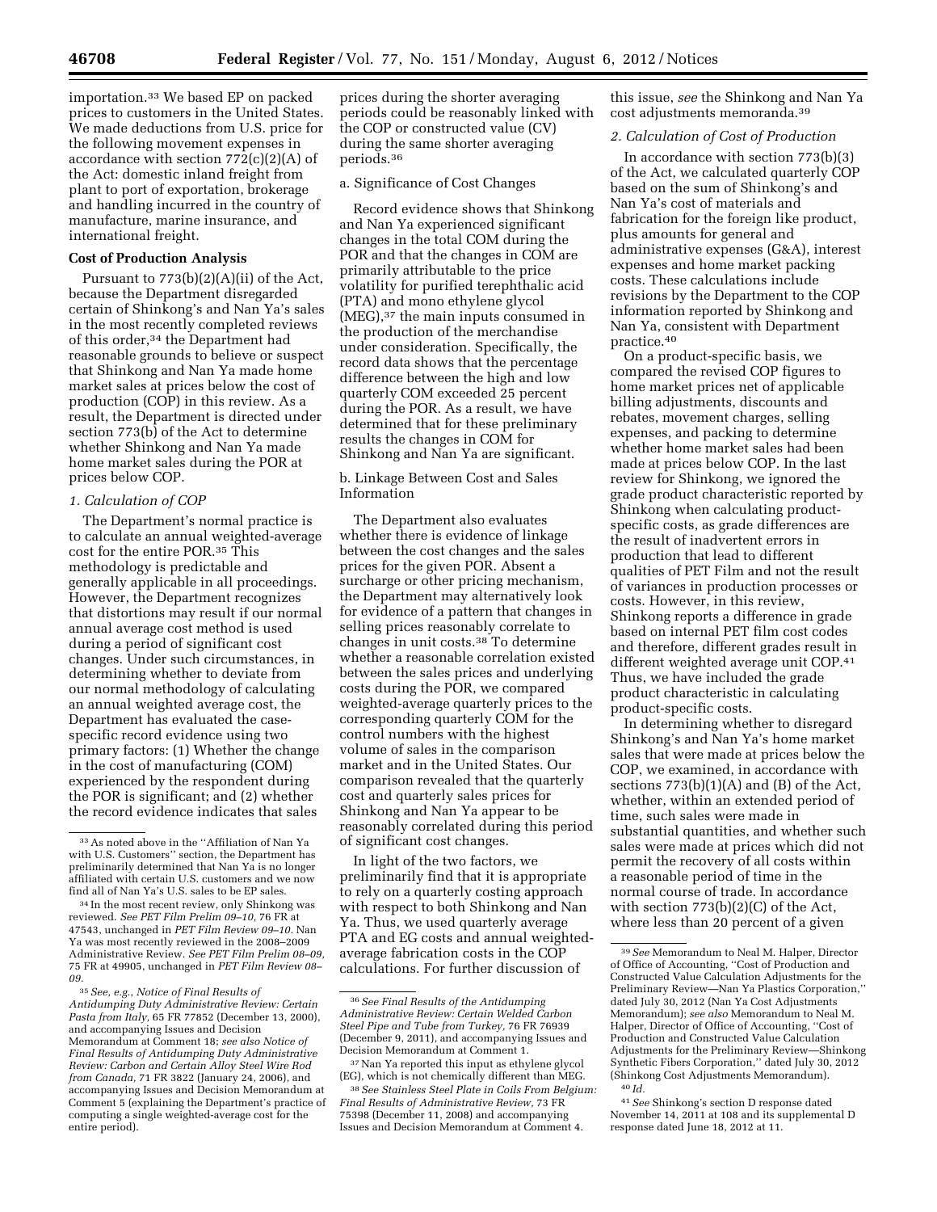importation.[33] We based EP on packed prices to customers in the United States. We made deductions from U.S. price for the following movement expenses in accordance with section 772(c)(2)(A) of the Act: domestic inland freight from plant to port of exportation, brokerage and handling incurred in the country of manufacture, marine insurance, and international freight.

**Cost of Production Analysis**

Pursuant to 773(b)(2)(A)(ii) of the Act, because the Department disregarded certain of Shinkong's and Nan Ya's sales in the most recently completed reviews of this order,[34] the Department had reasonable grounds to believe or suspect that Shinkong and Nan Ya made home market sales at prices below the cost of production (COP) in this review. As a result, the Department is directed under section 773(b) of the Act to determine whether Shinkong and Nan Ya made home market sales during the POR at prices below COP.

*1. Calculation of COP*

The Department's normal practice is to calculate an annual weighted-average cost for the entire POR.[35] This methodology is predictable and generally applicable in all proceedings. However, the Department recognizes that distortions may result if our normal annual average cost method is used during a period of significant cost changes. Under such circumstances, in determining whether to deviate from our normal methodology of calculating an annual weighted average cost, the Department has evaluated the case-specific record evidence using two primary factors: (1) Whether the change in the cost of manufacturing (COM) experienced by the respondent during the POR is significant; and (2) whether the record evidence indicates that sales prices during the shorter averaging periods could be reasonably linked with the COP or constructed value (CV) during the same shorter averaging periods.[36]

a. Significance of Cost Changes

Record evidence shows that Shinkong and Nan Ya experienced significant changes in the total COM during the POR and that the changes in COM are primarily attributable to the price volatility for purified terephthalic acid (PTA) and mono ethylene glycol (MEG),[37] the main inputs consumed in the production of the merchandise under consideration. Specifically, the record data shows that the percentage difference between the high and low quarterly COM exceeded 25 percent during the POR. As a result, we have determined that for these preliminary results the changes in COM for Shinkong and Nan Ya are significant.

b. Linkage Between Cost and Sales Information

The Department also evaluates whether there is evidence of linkage between the cost changes and the sales prices for the given POR. Absent a surcharge or other pricing mechanism, the Department may alternatively look for evidence of a pattern that changes in selling prices reasonably correlate to changes in unit costs.[38] To determine whether a reasonable correlation existed between the sales prices and underlying costs during the POR, we compared weighted-average quarterly prices to the corresponding quarterly COM for the control numbers with the highest volume of sales in the comparison market and in the United States. Our comparison revealed that the quarterly cost and quarterly sales prices for Shinkong and Nan Ya appear to be reasonably correlated during this period of significant cost changes.

In light of the two factors, we preliminarily find that it is appropriate to rely on a quarterly costing approach with respect to both Shinkong and Nan Ya. Thus, we used quarterly average PTA and EG costs and annual weighted-average fabrication costs in the COP calculations. For further discussion of this issue, *see* the Shinkong and Nan Ya cost adjustments memoranda.[39]

*2. Calculation of Cost of Production*

In accordance with section 773(b)(3) of the Act, we calculated quarterly COP based on the sum of Shinkong's and Nan Ya's cost of materials and fabrication for the foreign like product, plus amounts for general and administrative expenses (G&A), interest expenses and home market packing costs. These calculations include revisions by the Department to the COP information reported by Shinkong and Nan Ya, consistent with Department practice.[40]

On a product-specific basis, we compared the revised COP figures to home market prices net of applicable billing adjustments, discounts and rebates, movement charges, selling expenses, and packing to determine whether home market sales had been made at prices below COP. In the last review for Shinkong, we ignored the grade product characteristic reported by Shinkong when calculating product-specific costs, as grade differences are the result of inadvertent errors in production that lead to different qualities of PET Film and not the result of variances in production processes or costs. However, in this review, Shinkong reports a difference in grade based on internal PET film cost codes and therefore, different grades result in different weighted average unit COP.[41] Thus, we have included the grade product characteristic in calculating product-specific costs.

In determining whether to disregard Shinkong's and Nan Ya's home market sales that were made at prices below the COP, we examined, in accordance with sections 773(b)(1)(A) and (B) of the Act, whether, within an extended period of time, such sales were made in substantial quantities, and whether such sales were made at prices which did not permit the recovery of all costs within a reasonable period of time in the normal course of trade. In accordance with section 773(b)(2)(C) of the Act, where less than 20 percent of a given

---

[33] As noted above in the "Affiliation of Nan Ya with U.S. Customers" section, the Department has preliminarily determined that Nan Ya is no longer affiliated with certain U.S. customers and we now find all of Nan Ya's U.S. sales to be EP sales.

[34] In the most recent review, only Shinkong was reviewed. *See PET Film Prelim 09–10,* 76 FR at 47543, unchanged in *PET Film Review 09–10.* Nan Ya was most recently reviewed in the 2008–2009 Administrative Review. *See PET Film Prelim 08–09,* 75 FR at 49905, unchanged in *PET Film Review 08–09.*

[35] *See, e.g., Notice of Final Results of Antidumping Duty Administrative Review: Certain Pasta from Italy,* 65 FR 77852 (December 13, 2000), and accompanying Issues and Decision Memorandum at Comment 18; *see also Notice of Final Results of Antidumping Duty Administrative Review: Carbon and Certain Alloy Steel Wire Rod from Canada,* 71 FR 3822 (January 24, 2006), and accompanying Issues and Decision Memorandum at Comment 5 (explaining the Department's practice of computing a single weighted-average cost for the entire period).

[36] *See Final Results of the Antidumping Administrative Review: Certain Welded Carbon Steel Pipe and Tube from Turkey,* 76 FR 76939 (December 9, 2011), and accompanying Issues and Decision Memorandum at Comment 1.

[37] Nan Ya reported this input as ethylene glycol (EG), which is not chemically different than MEG.

[38] *See Stainless Steel Plate in Coils From Belgium: Final Results of Administrative Review,* 73 FR 75398 (December 11, 2008) and accompanying Issues and Decision Memorandum at Comment 4.

[39] *See* Memorandum to Neal M. Halper, Director of Office of Accounting, "Cost of Production and Constructed Value Calculation Adjustments for the Preliminary Review—Nan Ya Plastics Corporation," dated July 30, 2012 (Nan Ya Cost Adjustments Memorandum); *see also* Memorandum to Neal M. Halper, Director of Office of Accounting, "Cost of Production and Constructed Value Calculation Adjustments for the Preliminary Review—Shinkong Synthetic Fibers Corporation," dated July 30, 2012 (Shinkong Cost Adjustments Memorandum).

[40] *Id.*

[41] *See* Shinkong's section D response dated November 14, 2011 at 108 and its supplemental D response dated June 18, 2012 at 11.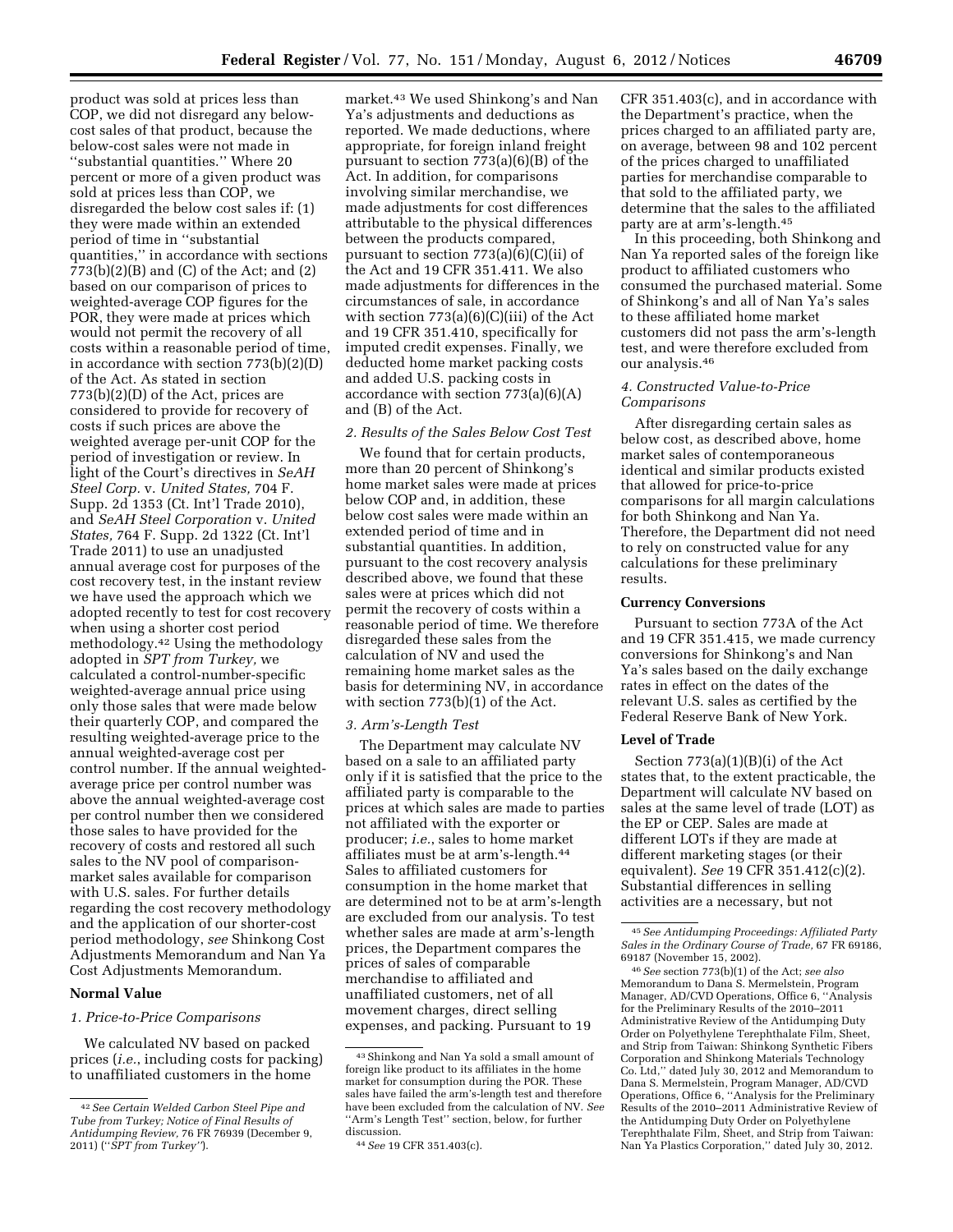product was sold at prices less than COP, we did not disregard any below-cost sales of that product, because the below-cost sales were not made in ''substantial quantities.'' Where 20 percent or more of a given product was sold at prices less than COP, we disregarded the below cost sales if: (1) they were made within an extended period of time in ''substantial quantities,'' in accordance with sections 773(b)(2)(B) and (C) of the Act; and (2) based on our comparison of prices to weighted-average COP figures for the POR, they were made at prices which would not permit the recovery of all costs within a reasonable period of time, in accordance with section 773(b)(2)(D) of the Act. As stated in section 773(b)(2)(D) of the Act, prices are considered to provide for recovery of costs if such prices are above the weighted average per-unit COP for the period of investigation or review. In light of the Court's directives in *SeAH Steel Corp.* v. *United States,* 704 F. Supp. 2d 1353 (Ct. Int'l Trade 2010), and *SeAH Steel Corporation* v. *United States,* 764 F. Supp. 2d 1322 (Ct. Int'l Trade 2011) to use an unadjusted annual average cost for purposes of the cost recovery test, in the instant review we have used the approach which we adopted recently to test for cost recovery when using a shorter cost period methodology.[42] Using the methodology adopted in *SPT from Turkey,* we calculated a control-number-specific weighted-average annual price using only those sales that were made below their quarterly COP, and compared the resulting weighted-average price to the annual weighted-average cost per control number. If the annual weighted-average price per control number was above the annual weighted-average cost per control number then we considered those sales to have provided for the recovery of costs and restored all such sales to the NV pool of comparison-market sales available for comparison with U.S. sales. For further details regarding the cost recovery methodology and the application of our shorter-cost period methodology, *see* Shinkong Cost Adjustments Memorandum and Nan Ya Cost Adjustments Memorandum.

## Normal Value

*1. Price-to-Price Comparisons*

We calculated NV based on packed prices (*i.e.*, including costs for packing) to unaffiliated customers in the home market.[43] We used Shinkong's and Nan Ya's adjustments and deductions as reported. We made deductions, where appropriate, for foreign inland freight pursuant to section 773(a)(6)(B) of the Act. In addition, for comparisons involving similar merchandise, we made adjustments for cost differences attributable to the physical differences between the products compared, pursuant to section 773(a)(6)(C)(ii) of the Act and 19 CFR 351.411. We also made adjustments for differences in the circumstances of sale, in accordance with section 773(a)(6)(C)(iii) of the Act and 19 CFR 351.410, specifically for imputed credit expenses. Finally, we deducted home market packing costs and added U.S. packing costs in accordance with section 773(a)(6)(A) and (B) of the Act.

*2. Results of the Sales Below Cost Test*

We found that for certain products, more than 20 percent of Shinkong's home market sales were made at prices below COP and, in addition, these below cost sales were made within an extended period of time and in substantial quantities. In addition, pursuant to the cost recovery analysis described above, we found that these sales were at prices which did not permit the recovery of costs within a reasonable period of time. We therefore disregarded these sales from the calculation of NV and used the remaining home market sales as the basis for determining NV, in accordance with section 773(b)(1) of the Act.

*3. Arm's-Length Test*

The Department may calculate NV based on a sale to an affiliated party only if it is satisfied that the price to the affiliated party is comparable to the prices at which sales are made to parties not affiliated with the exporter or producer; *i.e.*, sales to home market affiliates must be at arm's-length.[44] Sales to affiliated customers for consumption in the home market that are determined not to be at arm's-length are excluded from our analysis. To test whether sales are made at arm's-length prices, the Department compares the prices of sales of comparable merchandise to affiliated and unaffiliated customers, net of all movement charges, direct selling expenses, and packing. Pursuant to 19 CFR 351.403(c), and in accordance with the Department's practice, when the prices charged to an affiliated party are, on average, between 98 and 102 percent of the prices charged to unaffiliated parties for merchandise comparable to that sold to the affiliated party, we determine that the sales to the affiliated party are at arm's-length.[45]

In this proceeding, both Shinkong and Nan Ya reported sales of the foreign like product to affiliated customers who consumed the purchased material. Some of Shinkong's and all of Nan Ya's sales to these affiliated home market customers did not pass the arm's-length test, and were therefore excluded from our analysis.[46]

*4. Constructed Value-to-Price Comparisons*

After disregarding certain sales as below cost, as described above, home market sales of contemporaneous identical and similar products existed that allowed for price-to-price comparisons for all margin calculations for both Shinkong and Nan Ya. Therefore, the Department did not need to rely on constructed value for any calculations for these preliminary results.

## Currency Conversions

Pursuant to section 773A of the Act and 19 CFR 351.415, we made currency conversions for Shinkong's and Nan Ya's sales based on the daily exchange rates in effect on the dates of the relevant U.S. sales as certified by the Federal Reserve Bank of New York.

## Level of Trade

Section 773(a)(1)(B)(i) of the Act states that, to the extent practicable, the Department will calculate NV based on sales at the same level of trade (LOT) as the EP or CEP. Sales are made at different LOTs if they are made at different marketing stages (or their equivalent). *See* 19 CFR 351.412(c)(2). Substantial differences in selling activities are a necessary, but not

---

[42] *See Certain Welded Carbon Steel Pipe and Tube from Turkey; Notice of Final Results of Antidumping Review,* 76 FR 76939 (December 9, 2011) (''*SPT from Turkey''*).

[43] Shinkong and Nan Ya sold a small amount of foreign like product to its affiliates in the home market for consumption during the POR. These sales have failed the arm's-length test and therefore have been excluded from the calculation of NV. *See* ''Arm's Length Test'' section, below, for further discussion.

[44] *See* 19 CFR 351.403(c).

[45] *See Antidumping Proceedings: Affiliated Party Sales in the Ordinary Course of Trade,* 67 FR 69186, 69187 (November 15, 2002).

[46] *See* section 773(b)(1) of the Act; *see also* Memorandum to Dana S. Mermelstein, Program Manager, AD/CVD Operations, Office 6, ''Analysis for the Preliminary Results of the 2010–2011 Administrative Review of the Antidumping Duty Order on Polyethylene Terephthalate Film, Sheet, and Strip from Taiwan: Shinkong Synthetic Fibers Corporation and Shinkong Materials Technology Co. Ltd,'' dated July 30, 2012 and Memorandum to Dana S. Mermelstein, Program Manager, AD/CVD Operations, Office 6, ''Analysis for the Preliminary Results of the 2010–2011 Administrative Review of the Antidumping Duty Order on Polyethylene Terephthalate Film, Sheet, and Strip from Taiwan: Nan Ya Plastics Corporation,'' dated July 30, 2012.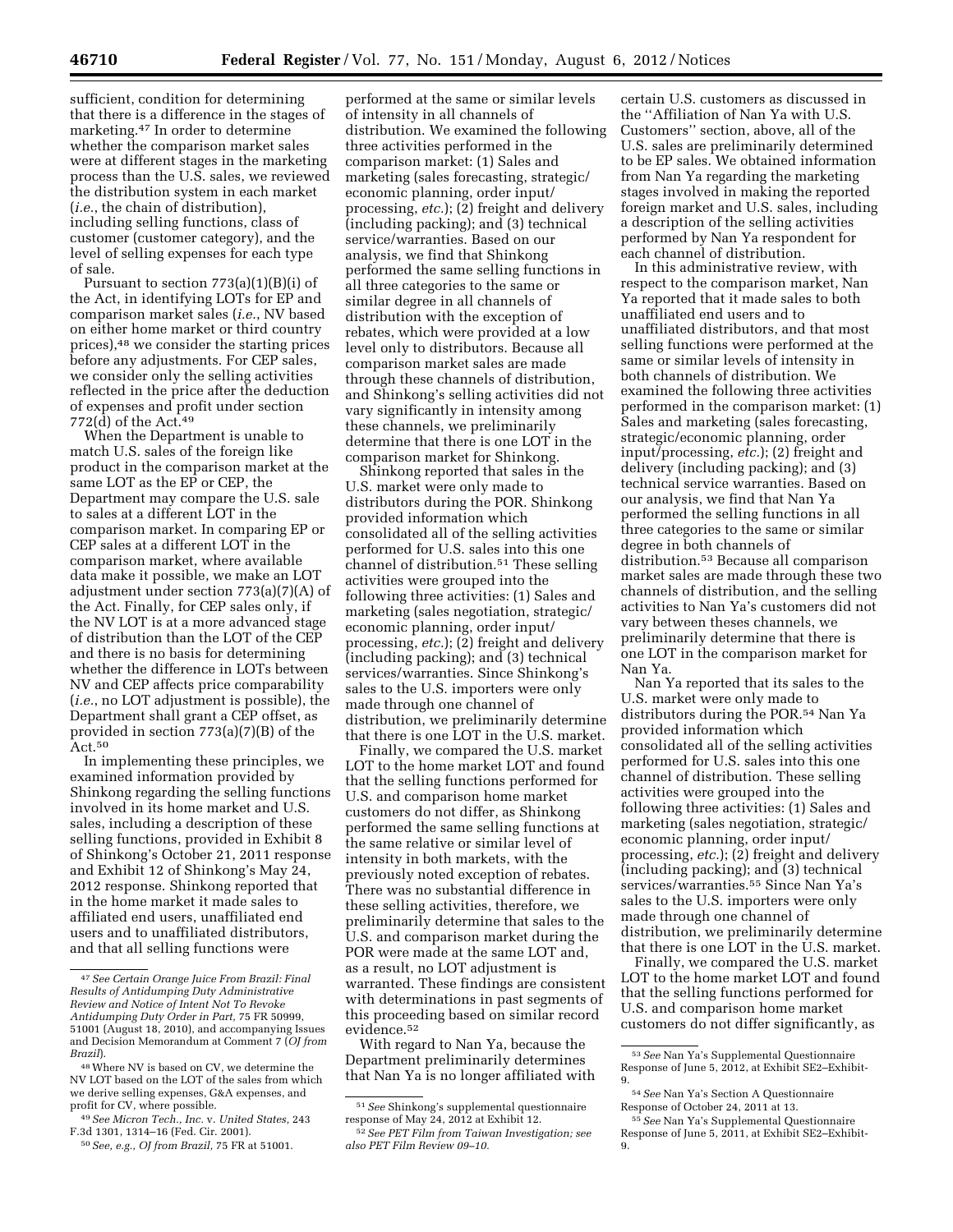sufficient, condition for determining that there is a difference in the stages of marketing.[47] In order to determine whether the comparison market sales were at different stages in the marketing process than the U.S. sales, we reviewed the distribution system in each market (*i.e.*, the chain of distribution), including selling functions, class of customer (customer category), and the level of selling expenses for each type of sale.

Pursuant to section 773(a)(1)(B)(i) of the Act, in identifying LOTs for EP and comparison market sales (*i.e.*, NV based on either home market or third country prices),[48] we consider the starting prices before any adjustments. For CEP sales, we consider only the selling activities reflected in the price after the deduction of expenses and profit under section 772(d) of the Act.[49]

When the Department is unable to match U.S. sales of the foreign like product in the comparison market at the same LOT as the EP or CEP, the Department may compare the U.S. sale to sales at a different LOT in the comparison market. In comparing EP or CEP sales at a different LOT in the comparison market, where available data make it possible, we make an LOT adjustment under section 773(a)(7)(A) of the Act. Finally, for CEP sales only, if the NV LOT is at a more advanced stage of distribution than the LOT of the CEP and there is no basis for determining whether the difference in LOTs between NV and CEP affects price comparability (*i.e.*, no LOT adjustment is possible), the Department shall grant a CEP offset, as provided in section 773(a)(7)(B) of the Act.[50]

In implementing these principles, we examined information provided by Shinkong regarding the selling functions involved in its home market and U.S. sales, including a description of these selling functions, provided in Exhibit 8 of Shinkong's October 21, 2011 response and Exhibit 12 of Shinkong's May 24, 2012 response. Shinkong reported that in the home market it made sales to affiliated end users, unaffiliated end users and to unaffiliated distributors, and that all selling functions were performed at the same or similar levels of intensity in all channels of distribution. We examined the following three activities performed in the comparison market: (1) Sales and marketing (sales forecasting, strategic/economic planning, order input/processing, *etc.*); (2) freight and delivery (including packing); and (3) technical service/warranties. Based on our analysis, we find that Shinkong performed the same selling functions in all three categories to the same or similar degree in all channels of distribution with the exception of rebates, which were provided at a low level only to distributors. Because all comparison market sales are made through these channels of distribution, and Shinkong's selling activities did not vary significantly in intensity among these channels, we preliminarily determine that there is one LOT in the comparison market for Shinkong.

Shinkong reported that sales in the U.S. market were only made to distributors during the POR. Shinkong provided information which consolidated all of the selling activities performed for U.S. sales into this one channel of distribution.[51] These selling activities were grouped into the following three activities: (1) Sales and marketing (sales negotiation, strategic/economic planning, order input/processing, *etc.*); (2) freight and delivery (including packing); and (3) technical services/warranties. Since Shinkong's sales to the U.S. importers were only made through one channel of distribution, we preliminarily determine that there is one LOT in the U.S. market.

Finally, we compared the U.S. market LOT to the home market LOT and found that the selling functions performed for U.S. and comparison home market customers do not differ, as Shinkong performed the same selling functions at the same relative or similar level of intensity in both markets, with the previously noted exception of rebates. There was no substantial difference in these selling activities, therefore, we preliminarily determine that sales to the U.S. and comparison market during the POR were made at the same LOT and, as a result, no LOT adjustment is warranted. These findings are consistent with determinations in past segments of this proceeding based on similar record evidence.[52]

With regard to Nan Ya, because the Department preliminarily determines that Nan Ya is no longer affiliated with certain U.S. customers as discussed in the ''Affiliation of Nan Ya with U.S. Customers'' section, above, all of the U.S. sales are preliminarily determined to be EP sales. We obtained information from Nan Ya regarding the marketing stages involved in making the reported foreign market and U.S. sales, including a description of the selling activities performed by Nan Ya respondent for each channel of distribution.

In this administrative review, with respect to the comparison market, Nan Ya reported that it made sales to both unaffiliated end users and to unaffiliated distributors, and that most selling functions were performed at the same or similar levels of intensity in both channels of distribution. We examined the following three activities performed in the comparison market: (1) Sales and marketing (sales forecasting, strategic/economic planning, order input/processing, *etc.*); (2) freight and delivery (including packing); and (3) technical service warranties. Based on our analysis, we find that Nan Ya performed the selling functions in all three categories to the same or similar degree in both channels of distribution.[53] Because all comparison market sales are made through these two channels of distribution, and the selling activities to Nan Ya's customers did not vary between theses channels, we preliminarily determine that there is one LOT in the comparison market for Nan Ya.

Nan Ya reported that its sales to the U.S. market were only made to distributors during the POR.[54] Nan Ya provided information which consolidated all of the selling activities performed for U.S. sales into this one channel of distribution. These selling activities were grouped into the following three activities: (1) Sales and marketing (sales negotiation, strategic/economic planning, order input/processing, *etc.*); (2) freight and delivery (including packing); and (3) technical services/warranties.[55] Since Nan Ya's sales to the U.S. importers were only made through one channel of distribution, we preliminarily determine that there is one LOT in the U.S. market.

Finally, we compared the U.S. market LOT to the home market LOT and found that the selling functions performed for U.S. and comparison home market customers do not differ significantly, as

---

[47] *See Certain Orange Juice From Brazil: Final Results of Antidumping Duty Administrative Review and Notice of Intent Not To Revoke Antidumping Duty Order in Part,* 75 FR 50999, 51001 (August 18, 2010), and accompanying Issues and Decision Memorandum at Comment 7 (*OJ from Brazil*).

[48] Where NV is based on CV, we determine the NV LOT based on the LOT of the sales from which we derive selling expenses, G&A expenses, and profit for CV, where possible.

[49] *See Micron Tech., Inc.* v. *United States,* 243 F.3d 1301, 1314–16 (Fed. Cir. 2001).

[50] *See, e.g., OJ from Brazil,* 75 FR at 51001.

[51] *See* Shinkong's supplemental questionnaire response of May 24, 2012 at Exhibit 12.

[52] *See PET Film from Taiwan Investigation; see also PET Film Review 09–10.*

[53] *See* Nan Ya's Supplemental Questionnaire Response of June 5, 2012, at Exhibit SE2–Exhibit-9.

[54] *See* Nan Ya's Section A Questionnaire Response of October 24, 2011 at 13.

[55] *See* Nan Ya's Supplemental Questionnaire Response of June 5, 2011, at Exhibit SE2–Exhibit-9.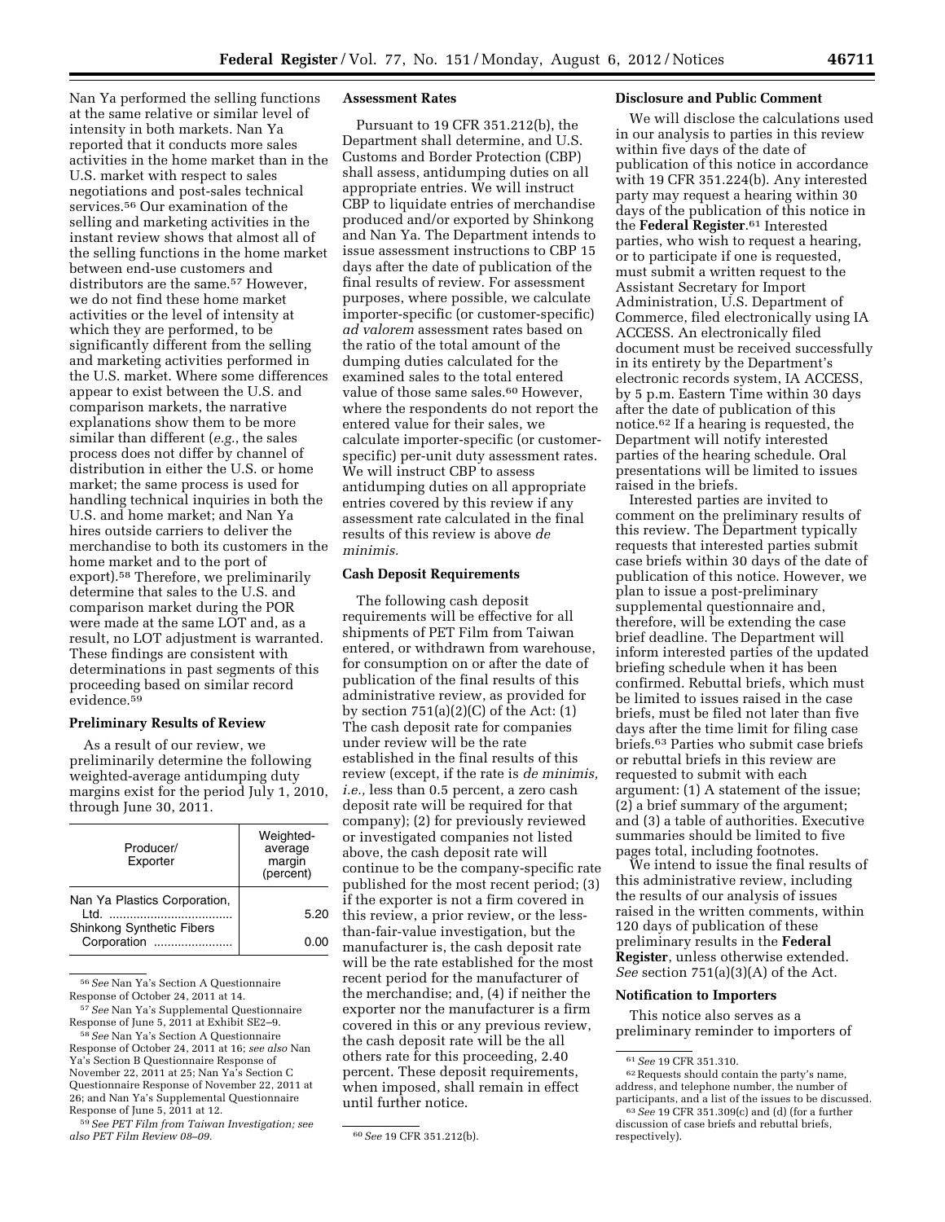Nan Ya performed the selling functions at the same relative or similar level of intensity in both markets. Nan Ya reported that it conducts more sales activities in the home market than in the U.S. market with respect to sales negotiations and post-sales technical services.[56] Our examination of the selling and marketing activities in the instant review shows that almost all of the selling functions in the home market between end-use customers and distributors are the same.[57] However, we do not find these home market activities or the level of intensity at which they are performed, to be significantly different from the selling and marketing activities performed in the U.S. market. Where some differences appear to exist between the U.S. and comparison markets, the narrative explanations show them to be more similar than different (*e.g.*, the sales process does not differ by channel of distribution in either the U.S. or home market; the same process is used for handling technical inquiries in both the U.S. and home market; and Nan Ya hires outside carriers to deliver the merchandise to both its customers in the home market and to the port of export).[58] Therefore, we preliminarily determine that sales to the U.S. and comparison market during the POR were made at the same LOT and, as a result, no LOT adjustment is warranted. These findings are consistent with determinations in past segments of this proceeding based on similar record evidence.[59]

**Preliminary Results of Review**

As a result of our review, we preliminarily determine the following weighted-average antidumping duty margins exist for the period July 1, 2010, through June 30, 2011.

| Producer/Exporter | Weighted-average margin (percent) |
| --- | --- |
| Nan Ya Plastics Corporation, Ltd. | 5.20 |
| Shinkong Synthetic Fibers Corporation | 0.00 |

**Assessment Rates**

Pursuant to 19 CFR 351.212(b), the Department shall determine, and U.S. Customs and Border Protection (CBP) shall assess, antidumping duties on all appropriate entries. We will instruct CBP to liquidate entries of merchandise produced and/or exported by Shinkong and Nan Ya. The Department intends to issue assessment instructions to CBP 15 days after the date of publication of the final results of review. For assessment purposes, where possible, we calculate importer-specific (or customer-specific) *ad valorem* assessment rates based on the ratio of the total amount of the dumping duties calculated for the examined sales to the total entered value of those same sales.[60] However, where the respondents do not report the entered value for their sales, we calculate importer-specific (or customer-specific) per-unit duty assessment rates. We will instruct CBP to assess antidumping duties on all appropriate entries covered by this review if any assessment rate calculated in the final results of this review is above *de minimis.*

**Cash Deposit Requirements**

The following cash deposit requirements will be effective for all shipments of PET Film from Taiwan entered, or withdrawn from warehouse, for consumption on or after the date of publication of the final results of this administrative review, as provided for by section 751(a)(2)(C) of the Act: (1) The cash deposit rate for companies under review will be the rate established in the final results of this review (except, if the rate is *de minimis, i.e.,* less than 0.5 percent, a zero cash deposit rate will be required for that company); (2) for previously reviewed or investigated companies not listed above, the cash deposit rate will continue to be the company-specific rate published for the most recent period; (3) if the exporter is not a firm covered in this review, a prior review, or the less-than-fair-value investigation, but the manufacturer is, the cash deposit rate will be the rate established for the most recent period for the manufacturer of the merchandise; and, (4) if neither the exporter nor the manufacturer is a firm covered in this or any previous review, the cash deposit rate will be the all others rate for this proceeding, 2.40 percent. These deposit requirements, when imposed, shall remain in effect until further notice.

**Disclosure and Public Comment**

We will disclose the calculations used in our analysis to parties in this review within five days of the date of publication of this notice in accordance with 19 CFR 351.224(b). Any interested party may request a hearing within 30 days of the publication of this notice in the **Federal Register**.[61] Interested parties, who wish to request a hearing, or to participate if one is requested, must submit a written request to the Assistant Secretary for Import Administration, U.S. Department of Commerce, filed electronically using IA ACCESS. An electronically filed document must be received successfully in its entirety by the Department's electronic records system, IA ACCESS, by 5 p.m. Eastern Time within 30 days after the date of publication of this notice.[62] If a hearing is requested, the Department will notify interested parties of the hearing schedule. Oral presentations will be limited to issues raised in the briefs.

Interested parties are invited to comment on the preliminary results of this review. The Department typically requests that interested parties submit case briefs within 30 days of the date of publication of this notice. However, we plan to issue a post-preliminary supplemental questionnaire and, therefore, will be extending the case brief deadline. The Department will inform interested parties of the updated briefing schedule when it has been confirmed. Rebuttal briefs, which must be limited to issues raised in the case briefs, must be filed not later than five days after the time limit for filing case briefs.[63] Parties who submit case briefs or rebuttal briefs in this review are requested to submit with each argument: (1) A statement of the issue; (2) a brief summary of the argument; and (3) a table of authorities. Executive summaries should be limited to five pages total, including footnotes.

We intend to issue the final results of this administrative review, including the results of our analysis of issues raised in the written comments, within 120 days of publication of these preliminary results in the **Federal Register**, unless otherwise extended. *See* section 751(a)(3)(A) of the Act.

**Notification to Importers**

This notice also serves as a preliminary reminder to importers of

---

[56] *See* Nan Ya's Section A Questionnaire Response of October 24, 2011 at 14.

[57] *See* Nan Ya's Supplemental Questionnaire Response of June 5, 2011 at Exhibit SE2–9.

[58] *See* Nan Ya's Section A Questionnaire Response of October 24, 2011 at 16; *see also* Nan Ya's Section B Questionnaire Response of November 22, 2011 at 25; Nan Ya's Section C Questionnaire Response of November 22, 2011 at 26; and Nan Ya's Supplemental Questionnaire Response of June 5, 2011 at 12.

[59] *See PET Film from Taiwan Investigation; see also PET Film Review 08–09.*

[60] *See* 19 CFR 351.212(b).

[61] *See* 19 CFR 351.310.

[62] Requests should contain the party's name, address, and telephone number, the number of participants, and a list of the issues to be discussed.

[63] *See* 19 CFR 351.309(c) and (d) (for a further discussion of case briefs and rebuttal briefs, respectively).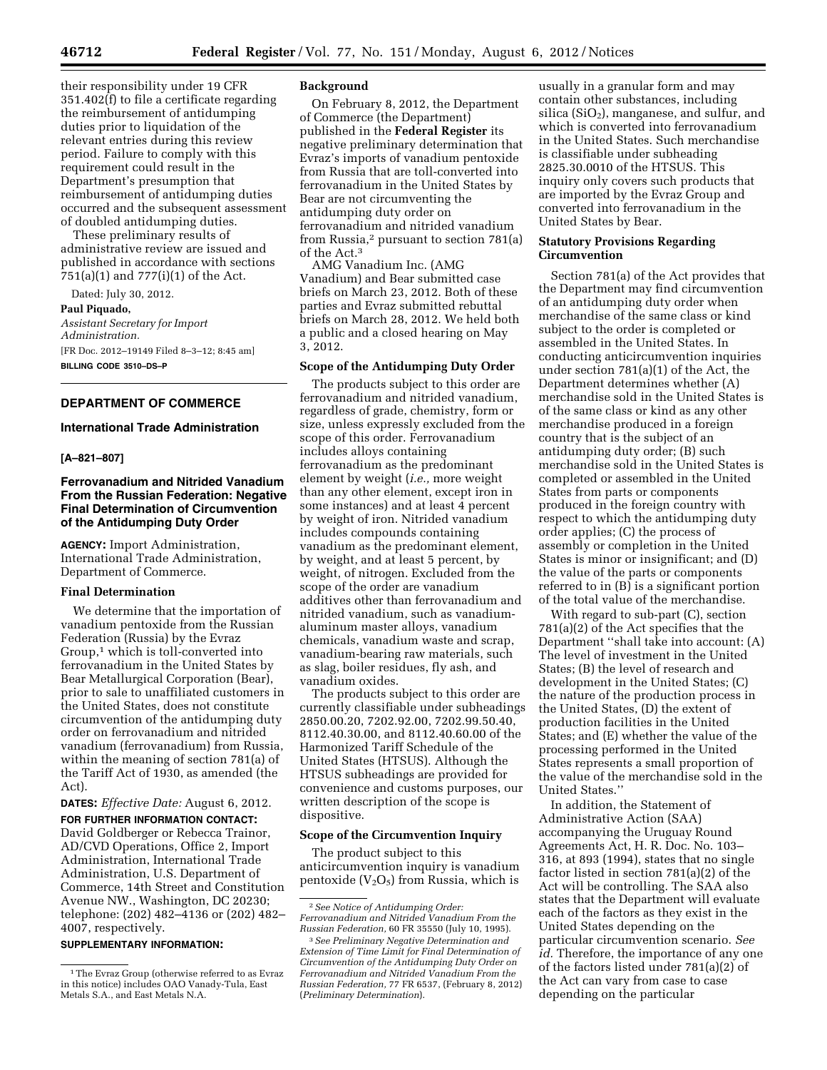their responsibility under 19 CFR 351.402(f) to file a certificate regarding the reimbursement of antidumping duties prior to liquidation of the relevant entries during this review period. Failure to comply with this requirement could result in the Department's presumption that reimbursement of antidumping duties occurred and the subsequent assessment of doubled antidumping duties.

These preliminary results of administrative review are issued and published in accordance with sections 751(a)(1) and 777(i)(1) of the Act.

Dated: July 30, 2012.

**Paul Piquado,**

*Assistant Secretary for Import Administration.*

[FR Doc. 2012–19149 Filed 8–3–12; 8:45 am]

**BILLING CODE 3510–DS–P**

---

## DEPARTMENT OF COMMERCE

### International Trade Administration

**[A–821–807]**

### Ferrovanadium and Nitrided Vanadium From the Russian Federation: Negative Final Determination of Circumvention of the Antidumping Duty Order

**AGENCY:** Import Administration, International Trade Administration, Department of Commerce.

**Final Determination**

We determine that the importation of vanadium pentoxide from the Russian Federation (Russia) by the Evraz Group,[1] which is toll-converted into ferrovanadium in the United States by Bear Metallurgical Corporation (Bear), prior to sale to unaffiliated customers in the United States, does not constitute circumvention of the antidumping duty order on ferrovanadium and nitrided vanadium (ferrovanadium) from Russia, within the meaning of section 781(a) of the Tariff Act of 1930, as amended (the Act).

**DATES:** *Effective Date:* August 6, 2012.

**FOR FURTHER INFORMATION CONTACT:** David Goldberger or Rebecca Trainor, AD/CVD Operations, Office 2, Import Administration, International Trade Administration, U.S. Department of Commerce, 14th Street and Constitution Avenue NW., Washington, DC 20230; telephone: (202) 482–4136 or (202) 482–4007, respectively.

**SUPPLEMENTARY INFORMATION:**

**Background**

On February 8, 2012, the Department of Commerce (the Department) published in the **Federal Register** its negative preliminary determination that Evraz's imports of vanadium pentoxide from Russia that are toll-converted into ferrovanadium in the United States by Bear are not circumventing the antidumping duty order on ferrovanadium and nitrided vanadium from Russia,[2] pursuant to section 781(a) of the Act.[3]

AMG Vanadium Inc. (AMG Vanadium) and Bear submitted case briefs on March 23, 2012. Both of these parties and Evraz submitted rebuttal briefs on March 28, 2012. We held both a public and a closed hearing on May 3, 2012.

**Scope of the Antidumping Duty Order**

The products subject to this order are ferrovanadium and nitrided vanadium, regardless of grade, chemistry, form or size, unless expressly excluded from the scope of this order. Ferrovanadium includes alloys containing ferrovanadium as the predominant element by weight (*i.e.,* more weight than any other element, except iron in some instances) and at least 4 percent by weight of iron. Nitrided vanadium includes compounds containing vanadium as the predominant element, by weight, and at least 5 percent, by weight, of nitrogen. Excluded from the scope of the order are vanadium additives other than ferrovanadium and nitrided vanadium, such as vanadium-aluminum master alloys, vanadium chemicals, vanadium waste and scrap, vanadium-bearing raw materials, such as slag, boiler residues, fly ash, and vanadium oxides.

The products subject to this order are currently classifiable under subheadings 2850.00.20, 7202.92.00, 7202.99.50.40, 8112.40.30.00, and 8112.40.60.00 of the Harmonized Tariff Schedule of the United States (HTSUS). Although the HTSUS subheadings are provided for convenience and customs purposes, our written description of the scope is dispositive.

**Scope of the Circumvention Inquiry**

The product subject to this anticircumvention inquiry is vanadium pentoxide ($V_2O_5$) from Russia, which is usually in a granular form and may contain other substances, including silica ($SiO_2$), manganese, and sulfur, and which is converted into ferrovanadium in the United States. Such merchandise is classifiable under subheading 2825.30.0010 of the HTSUS. This inquiry only covers such products that are imported by the Evraz Group and converted into ferrovanadium in the United States by Bear.

**Statutory Provisions Regarding Circumvention**

Section 781(a) of the Act provides that the Department may find circumvention of an antidumping duty order when merchandise of the same class or kind subject to the order is completed or assembled in the United States. In conducting anticircumvention inquiries under section 781(a)(1) of the Act, the Department determines whether (A) merchandise sold in the United States is of the same class or kind as any other merchandise produced in a foreign country that is the subject of an antidumping duty order; (B) such merchandise sold in the United States is completed or assembled in the United States from parts or components produced in the foreign country with respect to which the antidumping duty order applies; (C) the process of assembly or completion in the United States is minor or insignificant; and (D) the value of the parts or components referred to in (B) is a significant portion of the total value of the merchandise.

With regard to sub-part (C), section 781(a)(2) of the Act specifies that the Department ''shall take into account: (A) The level of investment in the United States; (B) the level of research and development in the United States; (C) the nature of the production process in the United States, (D) the extent of production facilities in the United States; and (E) whether the value of the processing performed in the United States represents a small proportion of the value of the merchandise sold in the United States.''

In addition, the Statement of Administrative Action (SAA) accompanying the Uruguay Round Agreements Act, H. R. Doc. No. 103–316, at 893 (1994), states that no single factor listed in section 781(a)(2) of the Act will be controlling. The SAA also states that the Department will evaluate each of the factors as they exist in the United States depending on the particular circumvention scenario. *See id.* Therefore, the importance of any one of the factors listed under 781(a)(2) of the Act can vary from case to case depending on the particular

---

[1] The Evraz Group (otherwise referred to as Evraz in this notice) includes OAO Vanady-Tula, East Metals S.A., and East Metals N.A.

[2] *See Notice of Antidumping Order: Ferrovanadium and Nitrided Vanadium From the Russian Federation,* 60 FR 35550 (July 10, 1995).

[3] *See Preliminary Negative Determination and Extension of Time Limit for Final Determination of Circumvention of the Antidumping Duty Order on Ferrovanadium and Nitrided Vanadium From the Russian Federation,* 77 FR 6537, (February 8, 2012) (*Preliminary Determination*).